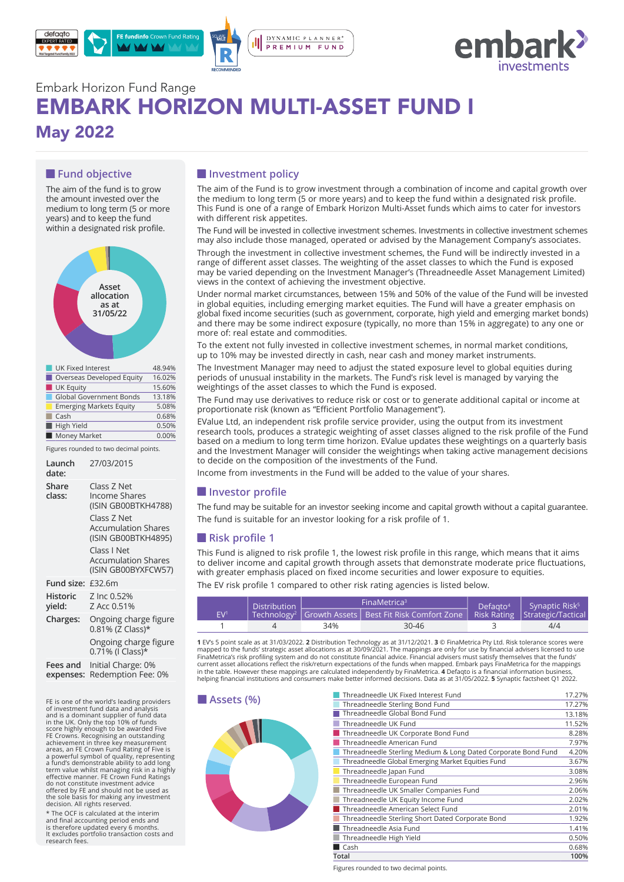Embark Horizon Fund Range

# EMBARK HORIZON MULTI-ASSET FUND I

## May 2022

## Fund objective

The aim of the fund is to grow the amount invested over the medium to long term (5 or more years) and to keep the fund within a designated risk profile.

Asset allocation as at 31/05/22

| Asset | % |
|---|---|
| UK Fixed Interest | 48.94% |
| Overseas Developed Equity | 16.02% |
| UK Equity | 15.60% |
| Global Government Bonds | 13.18% |
| Emerging Markets Equity | 5.08% |
| Cash | 0.68% |
| High Yield | 0.50% |
| Money Market | 0.00% |

Figures rounded to two decimal points.

**Launch date:** 27/03/2015

**Share class:** Class Z Net Income Shares (ISIN GB00BTKH4788)
Class Z Net Accumulation Shares (ISIN GB00BTKH4895)
Class I Net Accumulation Shares (ISIN GB00BYXFCW57)

**Fund size:** £32.6m

**Historic yield:** Z Inc 0.52%
Z Acc 0.51%

**Charges:** Ongoing charge figure 0.81% (Z Class)*
Ongoing charge figure 0.71% (I Class)*

**Fees and expenses:** Initial Charge: 0%
Redemption Fee: 0%

FE is one of the world's leading providers of investment fund data and analysis and is a dominant supplier of fund data in the UK. Only the top 10% of funds score highly enough to be awarded Five FE Crowns. Recognising an outstanding achievement in three key measurement areas, an FE Crown Fund Rating of Five is a powerful symbol of quality, representing a fund's demonstrable ability to add long term value whilst managing risk in a highly effective manner. FE Crown Fund Ratings do not constitute investment advice offered by FE and should not be used as the sole basis for making any investment decision. All rights reserved.

* The OCF is calculated at the interim and final accounting period ends and is therefore updated every 6 months. It excludes portfolio transaction costs and research fees.

## Investment policy

The aim of the Fund is to grow investment through a combination of income and capital growth over the medium to long term (5 or more years) and to keep the fund within a designated risk profile. This Fund is one of a range of Embark Horizon Multi-Asset funds which aims to cater for investors with different risk appetites.

The Fund will be invested in collective investment schemes. Investments in collective investment schemes may also include those managed, operated or advised by the Management Company's associates.

Through the investment in collective investment schemes, the Fund will be indirectly invested in a range of different asset classes. The weighting of the asset classes to which the Fund is exposed may be varied depending on the Investment Manager's (Threadneedle Asset Management Limited) views in the context of achieving the investment objective.

Under normal market circumstances, between 15% and 50% of the value of the Fund will be invested in global equities, including emerging market equities. The Fund will have a greater emphasis on global fixed income securities (such as government, corporate, high yield and emerging market bonds) and there may be some indirect exposure (typically, no more than 15% in aggregate) to any one or more of: real estate and commodities.

To the extent not fully invested in collective investment schemes, in normal market conditions, up to 10% may be invested directly in cash, near cash and money market instruments.

The Investment Manager may need to adjust the stated exposure level to global equities during periods of unusual instability in the markets. The Fund's risk level is managed by varying the weightings of the asset classes to which the Fund is exposed.

The Fund may use derivatives to reduce risk or cost or to generate additional capital or income at proportionate risk (known as "Efficient Portfolio Management").

EValue Ltd, an independent risk profile service provider, using the output from its investment research tools, produces a strategic weighting of asset classes aligned to the risk profile of the Fund based on a medium to long term time horizon. EValue updates these weightings on a quarterly basis and the Investment Manager will consider the weightings when taking active management decisions to decide on the composition of the investments of the Fund.

Income from investments in the Fund will be added to the value of your shares.

## Investor profile

The fund may be suitable for an investor seeking income and capital growth without a capital guarantee.

The fund is suitable for an investor looking for a risk profile of 1.

## Risk profile 1

This Fund is aligned to risk profile 1, the lowest risk profile in this range, which means that it aims to deliver income and capital growth through assets that demonstrate moderate price fluctuations, with greater emphasis placed on fixed income securities and lower exposure to equities.

The EV risk profile 1 compared to other risk rating agencies is listed below.

| EV[1] | Distribution Technology[2] | FinaMetrica[3] | | Defaqto[4] Risk Rating | Synaptic Risk[5] Strategic/Tactical |
|---|---|---|---|---|---|
| | | Growth Assets | Best Fit Risk Comfort Zone | | |
| 1 | 4 | 34% | 30-46 | 3 | 4/4 |

**1** EV's 5 point scale as at 31/03/2022. **2** Distribution Technology as at 31/12/2021. **3** © FinaMetrica Pty Ltd. Risk tolerance scores were mapped to the funds' strategic asset allocations as at 30/09/2021. The mappings are only for use by financial advisers licensed to use FinaMetrica's risk profiling system and do not constitute financial advice. Financial advisers must satisfy themselves that the funds' current asset allocations reflect the risk/return expectations of the funds when mapped. Embark pays FinaMetrica for the mappings in the table. However these mappings are calculated independently by FinaMetrica. **4** Defaqto is a financial information business, helping financial institutions and consumers make better informed decisions. Data as at 31/05/2022. **5** Synaptic factsheet Q1 2022.

## Assets (%)

| Fund | % |
|---|---|
| Threadneedle UK Fixed Interest Fund | 17.27% |
| Threadneedle Sterling Bond Fund | 17.27% |
| Threadneedle Global Bond Fund | 13.18% |
| Threadneedle UK Fund | 11.52% |
| Threadneedle UK Corporate Bond Fund | 8.28% |
| Threadneedle American Fund | 7.97% |
| Threadneedle Sterling Medium & Long Dated Corporate Bond Fund | 4.20% |
| Threadneedle Global Emerging Market Equities Fund | 3.67% |
| Threadneedle Japan Fund | 3.08% |
| Threadneedle European Fund | 2.96% |
| Threadneedle UK Smaller Companies Fund | 2.06% |
| Threadneedle UK Equity Income Fund | 2.02% |
| Threadneedle American Select Fund | 2.01% |
| Threadneedle Sterling Short Dated Corporate Bond | 1.92% |
| Threadneedle Asia Fund | 1.41% |
| Threadneedle High Yield | 0.50% |
| Cash | 0.68% |
| **Total** | **100%** |

Figures rounded to two decimal points.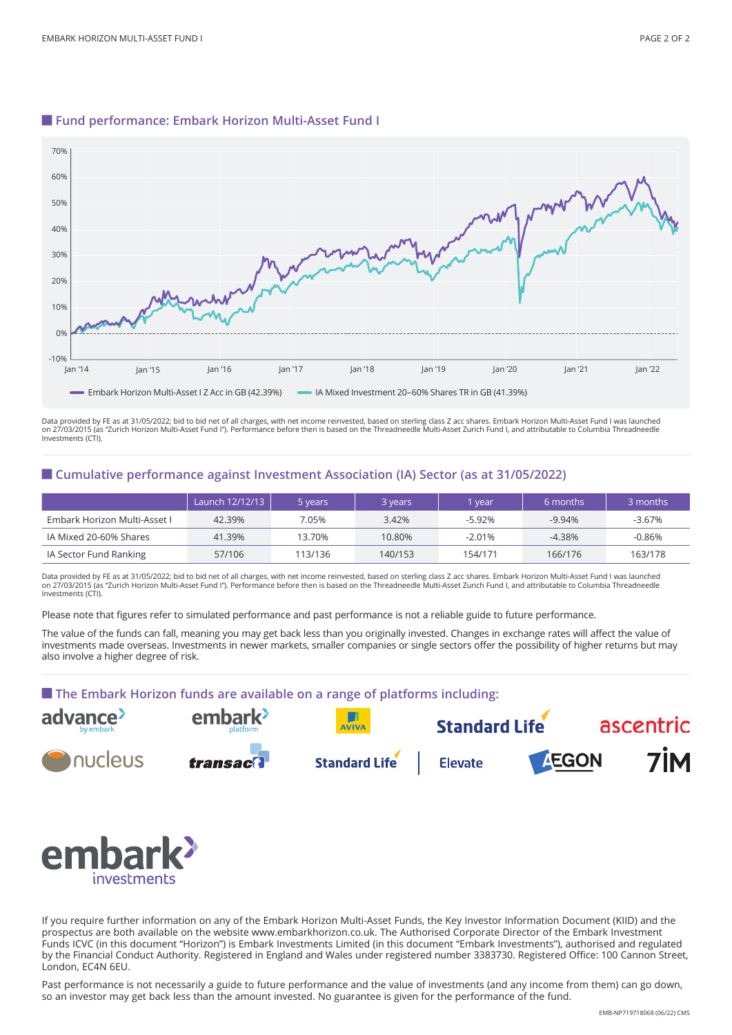## Fund performance: Embark Horizon Multi-Asset Fund I

70%
60%
50%
40%
30%
20%
10%
0%
-10%

Jan '14 Jan '15 Jan '16 Jan '17 Jan '18 Jan '19 Jan '20 Jan '21 Jan '22

Embark Horizon Multi-Asset I Z Acc in GB (42.39%)
IA Mixed Investment 20–60% Shares TR in GB (41.39%)

Data provided by FE as at 31/05/2022; bid to bid net of all charges, with net income reinvested, based on sterling class Z acc shares. Embark Horizon Multi-Asset Fund I was launched on 27/03/2015 (as "Zurich Horizon Multi-Asset Fund I"). Performance before then is based on the Threadneedle Multi-Asset Zurich Fund I, and attributable to Columbia Threadneedle Investments (CTI).

## Cumulative performance against Investment Association (IA) Sector (as at 31/05/2022)

| | Launch 12/12/13 | 5 years | 3 years | 1 year | 6 months | 3 months |
|---|---|---|---|---|---|---|
| Embark Horizon Multi-Asset I | 42.39% | 7.05% | 3.42% | -5.92% | -9.94% | -3.67% |
| IA Mixed 20-60% Shares | 41.39% | 13.70% | 10.80% | -2.01% | -4.38% | -0.86% |
| IA Sector Fund Ranking | 57/106 | 113/136 | 140/153 | 154/171 | 166/176 | 163/178 |

Data provided by FE as at 31/05/2022; bid to bid net of all charges, with net income reinvested, based on sterling class Z acc shares. Embark Horizon Multi-Asset Fund I was launched on 27/03/2015 (as "Zurich Horizon Multi-Asset Fund I"). Performance before then is based on the Threadneedle Multi-Asset Zurich Fund I, and attributable to Columbia Threadneedle Investments (CTI).

Please note that figures refer to simulated performance and past performance is not a reliable guide to future performance.

The value of the funds can fall, meaning you may get back less than you originally invested. Changes in exchange rates will affect the value of investments made overseas. Investments in newer markets, smaller companies or single sectors offer the possibility of higher returns but may also involve a higher degree of risk.

## The Embark Horizon funds are available on a range of platforms including:

advance by embark, embark platform, AVIVA, Standard Life, ascentric, nucleus, transact, Standard Life | Elevate, AEGON, 7IM

embark investments

If you require further information on any of the Embark Horizon Multi-Asset Funds, the Key Investor Information Document (KIID) and the prospectus are both available on the website www.embarkhorizon.co.uk. The Authorised Corporate Director of the Embark Investment Funds ICVC (in this document "Horizon") is Embark Investments Limited (in this document "Embark Investments"), authorised and regulated by the Financial Conduct Authority. Registered in England and Wales under registered number 3383730. Registered Office: 100 Cannon Street, London, EC4N 6EU.

Past performance is not necessarily a guide to future performance and the value of investments (and any income from them) can go down, so an investor may get back less than the amount invested. No guarantee is given for the performance of the fund.

EMB-NP719718068 (06/22) CMS